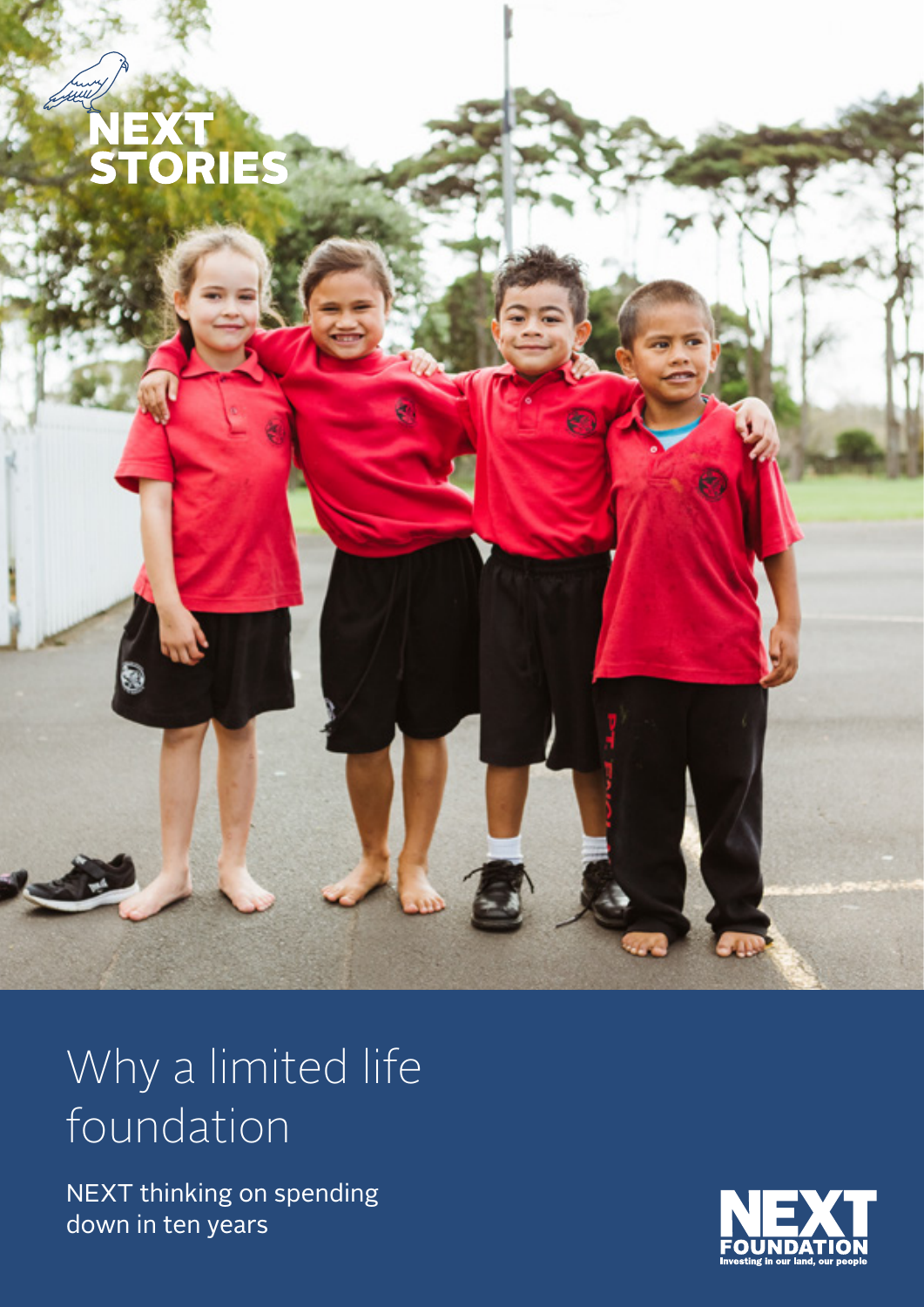NEXT STORIES

# Why a limited life foundation

NEXT thinking on spending down in ten years

NEXT FOUNDATION
Investing in our land, our people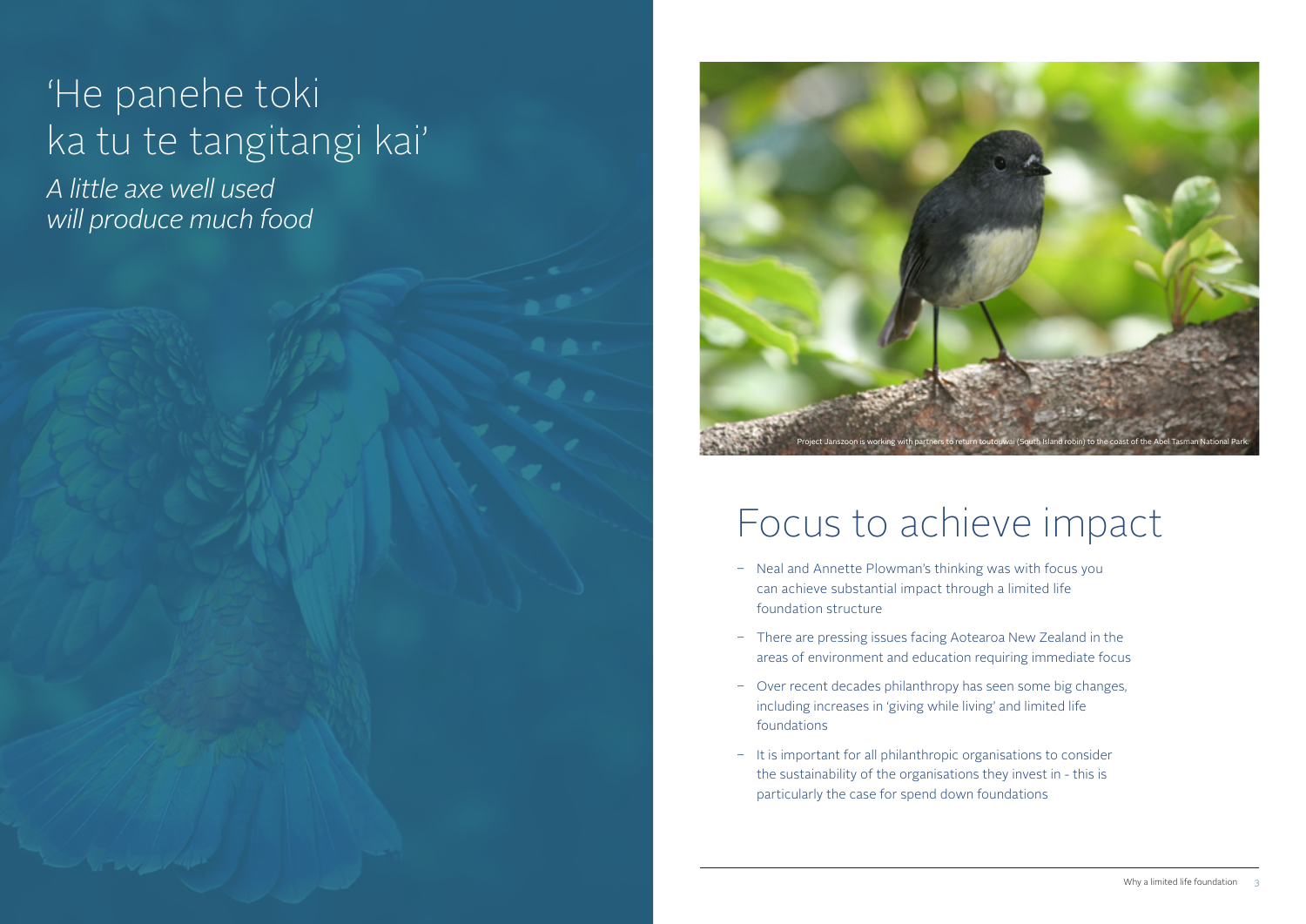'He panehe toki
ka tu te tangitangi kai'

*A little axe well used*
*will produce much food*

Project Janszoon is working with partners to return toutouwai (South Island robin) to the coast of the Abel Tasman National Park.

# Focus to achieve impact

- Neal and Annette Plowman's thinking was with focus you can achieve substantial impact through a limited life foundation structure
- There are pressing issues facing Aotearoa New Zealand in the areas of environment and education requiring immediate focus
- Over recent decades philanthropy has seen some big changes, including increases in 'giving while living' and limited life foundations
- It is important for all philanthropic organisations to consider the sustainability of the organisations they invest in - this is particularly the case for spend down foundations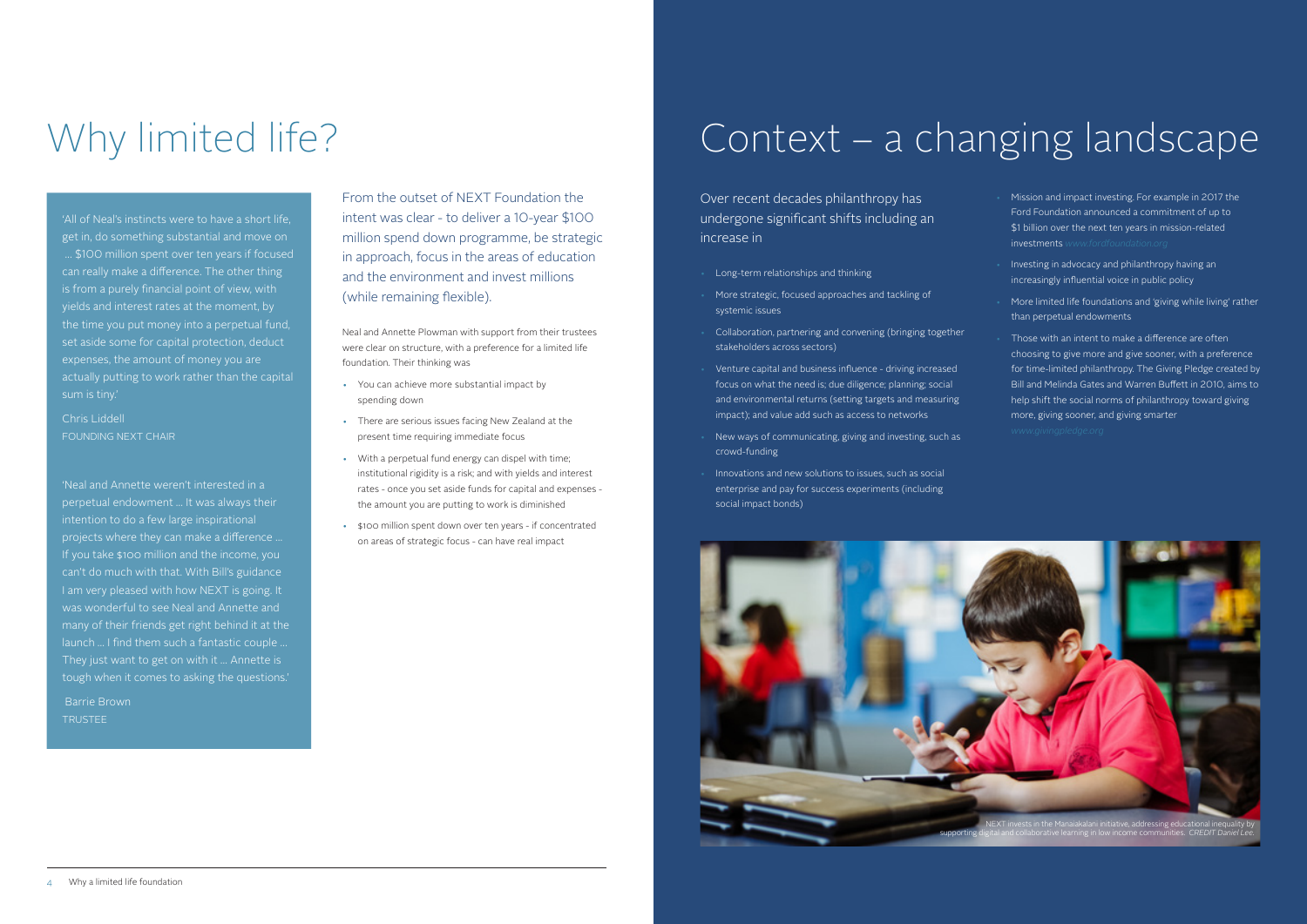# Why limited life?

'All of Neal's instincts were to have a short life, get in, do something substantial and move on ... $100 million spent over ten years if focused can really make a difference. The other thing is from a purely financial point of view, with yields and interest rates at the moment, by the time you put money into a perpetual fund, set aside some for capital protection, deduct expenses, the amount of money you are actually putting to work rather than the capital sum is tiny.'

Chris Liddell
FOUNDING NEXT CHAIR

'Neal and Annette weren't interested in a perpetual endowment ... It was always their intention to do a few large inspirational projects where they can make a difference ... If you take $100 million and the income, you can't do much with that. With Bill's guidance I am very pleased with how NEXT is going. It was wonderful to see Neal and Annette and many of their friends get right behind it at the launch ... I find them such a fantastic couple ... They just want to get on with it ... Annette is tough when it comes to asking the questions.'

Barrie Brown
TRUSTEE

From the outset of NEXT Foundation the intent was clear - to deliver a 10-year $100 million spend down programme, be strategic in approach, focus in the areas of education and the environment and invest millions (while remaining flexible).

Neal and Annette Plowman with support from their trustees were clear on structure, with a preference for a limited life foundation. Their thinking was

- You can achieve more substantial impact by spending down
- There are serious issues facing New Zealand at the present time requiring immediate focus
- With a perpetual fund energy can dispel with time; institutional rigidity is a risk; and with yields and interest rates - once you set aside funds for capital and expenses - the amount you are putting to work is diminished
- $100 million spent down over ten years - if concentrated on areas of strategic focus - can have real impact

# Context – a changing landscape

Over recent decades philanthropy has undergone significant shifts including an increase in

- Long-term relationships and thinking
- More strategic, focused approaches and tackling of systemic issues
- Collaboration, partnering and convening (bringing together stakeholders across sectors)
- Venture capital and business influence - driving increased focus on what the need is; due diligence; planning; social and environmental returns (setting targets and measuring impact); and value add such as access to networks
- New ways of communicating, giving and investing, such as crowd-funding
- Innovations and new solutions to issues, such as social enterprise and pay for success experiments (including social impact bonds)
- Mission and impact investing. For example in 2017 the Ford Foundation announced a commitment of up to $1 billion over the next ten years in mission-related investments *www.fordfoundation.org*
- Investing in advocacy and philanthropy having an increasingly influential voice in public policy
- More limited life foundations and 'giving while living' rather than perpetual endowments
- Those with an intent to make a difference are often choosing to give more and give sooner, with a preference for time-limited philanthropy. The Giving Pledge created by Bill and Melinda Gates and Warren Buffett in 2010, aims to help shift the social norms of philanthropy toward giving more, giving sooner, and giving smarter *www.givingpledge.org*

NEXT invests in the Manaiakalani initiative, addressing educational inequality by supporting digital and collaborative learning in low income communities. *CREDIT Daniel Lee.*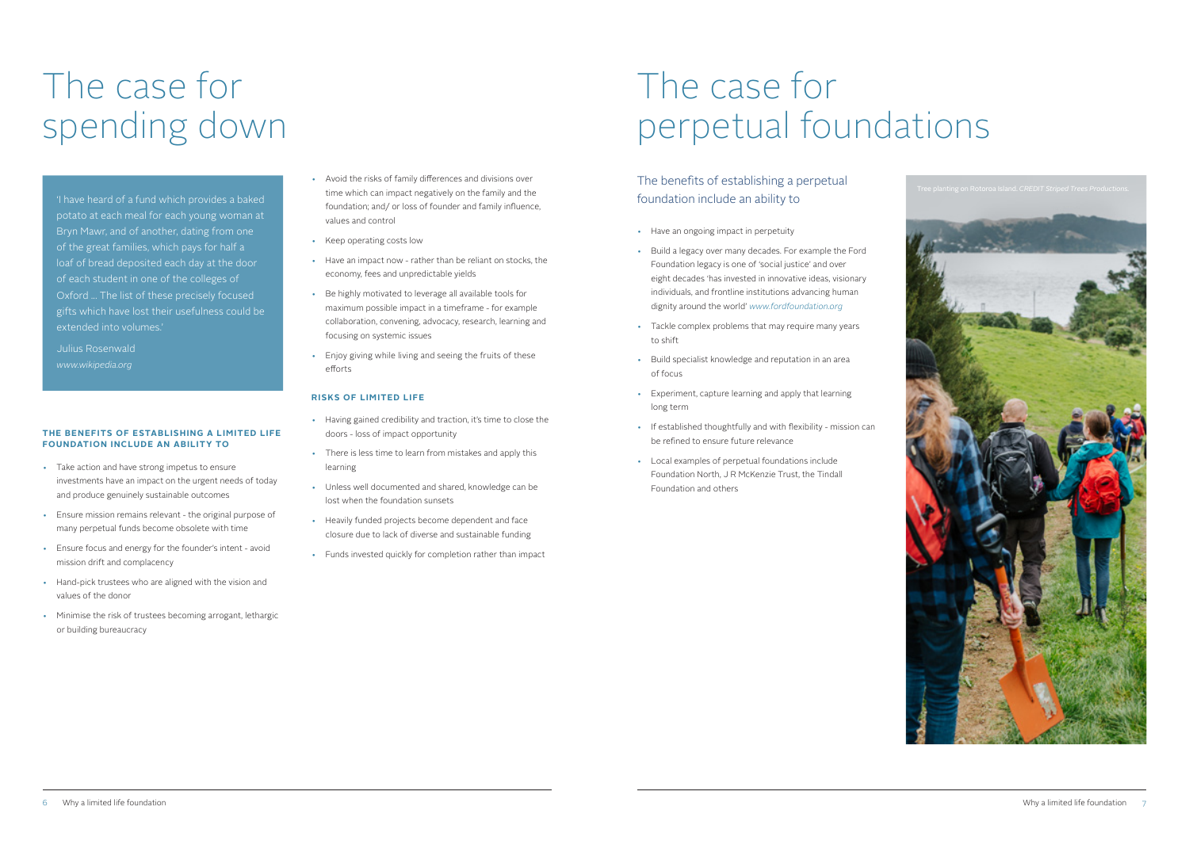# The case for spending down

> 'I have heard of a fund which provides a baked potato at each meal for each young woman at Bryn Mawr, and of another, dating from one of the great families, which pays for half a loaf of bread deposited each day at the door of each student in one of the colleges of Oxford ... The list of these precisely focused gifts which have lost their usefulness could be extended into volumes.'
>
> Julius Rosenwald
> *www.wikipedia.org*

### THE BENEFITS OF ESTABLISHING A LIMITED LIFE FOUNDATION INCLUDE AN ABILITY TO

- Take action and have strong impetus to ensure investments have an impact on the urgent needs of today and produce genuinely sustainable outcomes
- Ensure mission remains relevant - the original purpose of many perpetual funds become obsolete with time
- Ensure focus and energy for the founder's intent - avoid mission drift and complacency
- Hand-pick trustees who are aligned with the vision and values of the donor
- Minimise the risk of trustees becoming arrogant, lethargic or building bureaucracy
- Avoid the risks of family differences and divisions over time which can impact negatively on the family and the foundation; and/ or loss of founder and family influence, values and control
- Keep operating costs low
- Have an impact now - rather than be reliant on stocks, the economy, fees and unpredictable yields
- Be highly motivated to leverage all available tools for maximum possible impact in a timeframe - for example collaboration, convening, advocacy, research, learning and focusing on systemic issues
- Enjoy giving while living and seeing the fruits of these efforts

### RISKS OF LIMITED LIFE

- Having gained credibility and traction, it's time to close the doors - loss of impact opportunity
- There is less time to learn from mistakes and apply this learning
- Unless well documented and shared, knowledge can be lost when the foundation sunsets
- Heavily funded projects become dependent and face closure due to lack of diverse and sustainable funding
- Funds invested quickly for completion rather than impact

# The case for perpetual foundations

## The benefits of establishing a perpetual foundation include an ability to

- Have an ongoing impact in perpetuity
- Build a legacy over many decades. For example the Ford Foundation legacy is one of 'social justice' and over eight decades 'has invested in innovative ideas, visionary individuals, and frontline institutions advancing human dignity around the world' *www.fordfoundation.org*
- Tackle complex problems that may require many years to shift
- Build specialist knowledge and reputation in an area of focus
- Experiment, capture learning and apply that learning long term
- If established thoughtfully and with flexibility - mission can be refined to ensure future relevance
- Local examples of perpetual foundations include Foundation North, J R McKenzie Trust, the Tindall Foundation and others

Tree planting on Rotoroa Island. *CREDIT Striped Trees* Productions.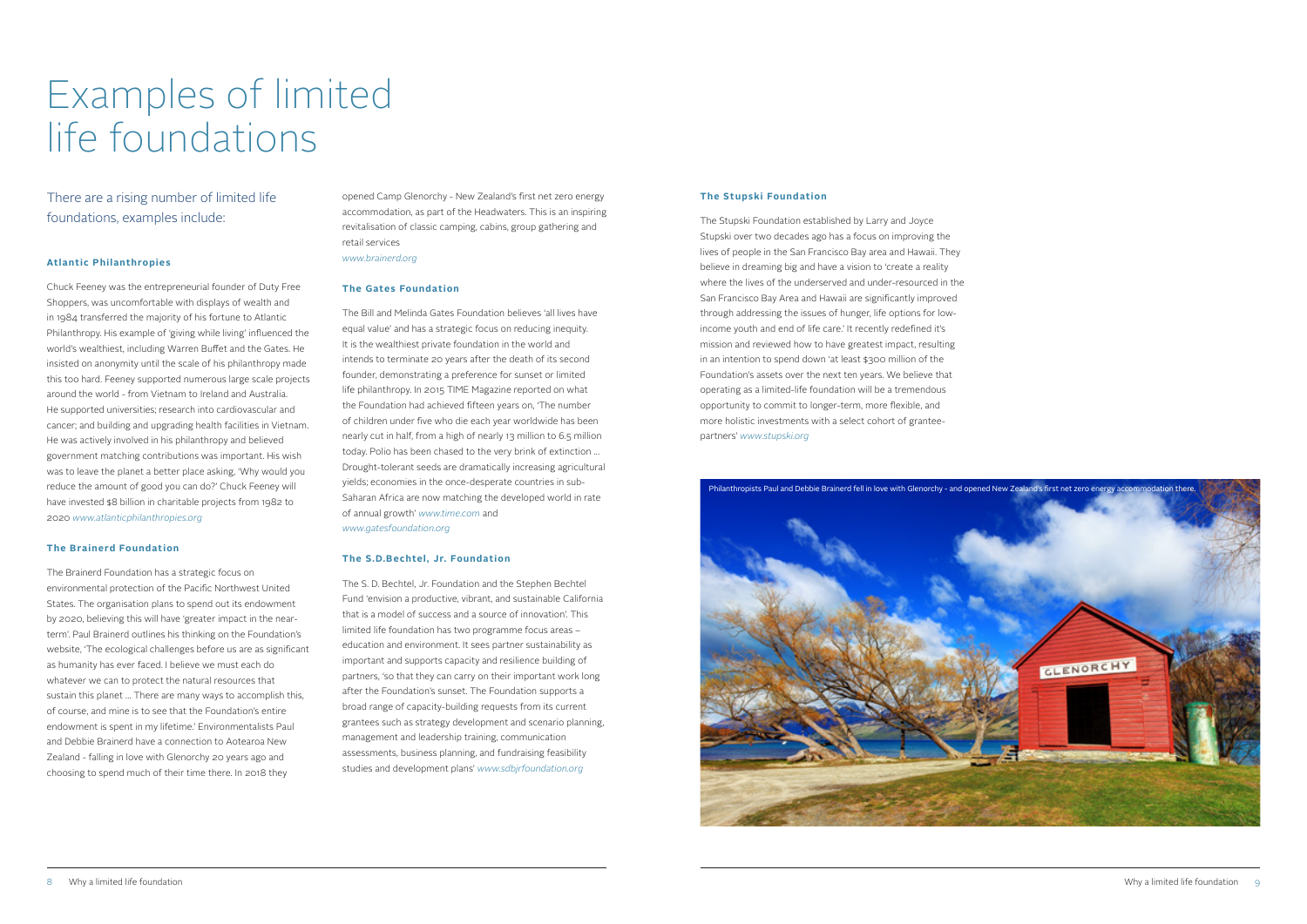# Examples of limited life foundations

There are a rising number of limited life foundations, examples include:

### Atlantic Philanthropies

Chuck Feeney was the entrepreneurial founder of Duty Free Shoppers, was uncomfortable with displays of wealth and in 1984 transferred the majority of his fortune to Atlantic Philanthropy. His example of 'giving while living' influenced the world's wealthiest, including Warren Buffet and the Gates. He insisted on anonymity until the scale of his philanthropy made this too hard. Feeney supported numerous large scale projects around the world - from Vietnam to Ireland and Australia. He supported universities; research into cardiovascular and cancer; and building and upgrading health facilities in Vietnam. He was actively involved in his philanthropy and believed government matching contributions was important. His wish was to leave the planet a better place asking, 'Why would you reduce the amount of good you can do?' Chuck Feeney will have invested $8 billion in charitable projects from 1982 to 2020 *www.atlanticphilanthropies.org*

### The Brainerd Foundation

The Brainerd Foundation has a strategic focus on environmental protection of the Pacific Northwest United States. The organisation plans to spend out its endowment by 2020, believing this will have 'greater impact in the near-term'. Paul Brainerd outlines his thinking on the Foundation's website, 'The ecological challenges before us are as significant as humanity has ever faced. I believe we must each do whatever we can to protect the natural resources that sustain this planet … There are many ways to accomplish this, of course, and mine is to see that the Foundation's entire endowment is spent in my lifetime.' Environmentalists Paul and Debbie Brainerd have a connection to Aotearoa New Zealand - falling in love with Glenorchy 20 years ago and choosing to spend much of their time there. In 2018 they opened Camp Glenorchy - New Zealand's first net zero energy accommodation, as part of the Headwaters. This is an inspiring revitalisation of classic camping, cabins, group gathering and retail services
*www.brainerd.org*

### The Gates Foundation

The Bill and Melinda Gates Foundation believes 'all lives have equal value' and has a strategic focus on reducing inequity. It is the wealthiest private foundation in the world and intends to terminate 20 years after the death of its second founder, demonstrating a preference for sunset or limited life philanthropy. In 2015 TIME Magazine reported on what the Foundation had achieved fifteen years on, 'The number of children under five who die each year worldwide has been nearly cut in half, from a high of nearly 13 million to 6.5 million today. Polio has been chased to the very brink of extinction … Drought-tolerant seeds are dramatically increasing agricultural yields; economies in the once-desperate countries in sub-Saharan Africa are now matching the developed world in rate of annual growth' *www.time.com* and *www.gatesfoundation.org*

### The S.D.Bechtel, Jr. Foundation

The S. D. Bechtel, Jr. Foundation and the Stephen Bechtel Fund 'envision a productive, vibrant, and sustainable California that is a model of success and a source of innovation'. This limited life foundation has two programme focus areas – education and environment. It sees partner sustainability as important and supports capacity and resilience building of partners, 'so that they can carry on their important work long after the Foundation's sunset. The Foundation supports a broad range of capacity-building requests from its current grantees such as strategy development and scenario planning, management and leadership training, communication assessments, business planning, and fundraising feasibility studies and development plans' *www.sdbjrfoundation.org*

### The Stupski Foundation

The Stupski Foundation established by Larry and Joyce Stupski over two decades ago has a focus on improving the lives of people in the San Francisco Bay area and Hawaii. They believe in dreaming big and have a vision to 'create a reality where the lives of the underserved and under-resourced in the San Francisco Bay Area and Hawaii are significantly improved through addressing the issues of hunger, life options for low-income youth and end of life care.' It recently redefined it's mission and reviewed how to have greatest impact, resulting in an intention to spend down 'at least $300 million of the Foundation's assets over the next ten years. We believe that operating as a limited-life foundation will be a tremendous opportunity to commit to longer-term, more flexible, and more holistic investments with a select cohort of grantee-partners' *www.stupski.org*

Philanthropists Paul and Debbie Brainerd fell in love with Glenorchy - and opened New Zealand's first net zero energy accommodation there.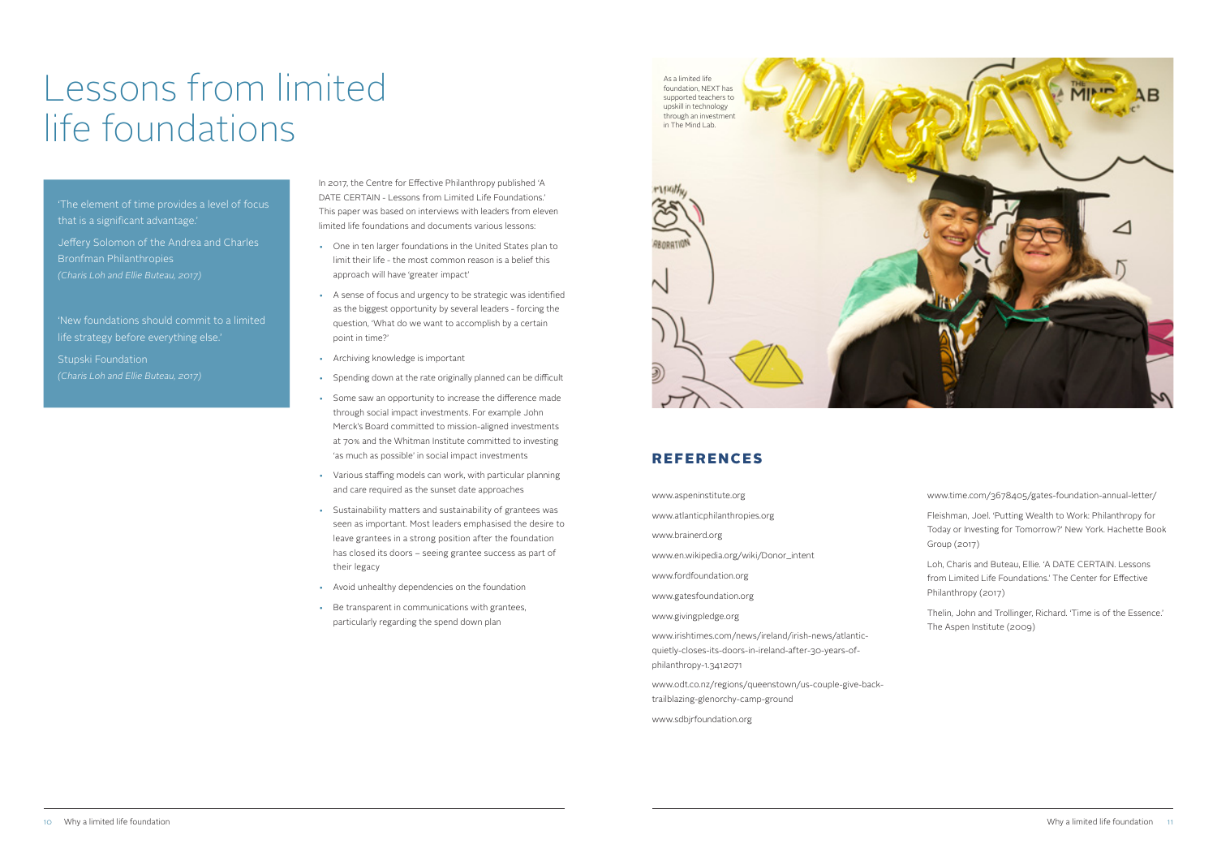# Lessons from limited life foundations

'The element of time provides a level of focus that is a significant advantage.'

Jeffery Solomon of the Andrea and Charles Bronfman Philanthropies
*(Charis Loh and Ellie Buteau, 2017)*

'New foundations should commit to a limited life strategy before everything else.'

Stupski Foundation
*(Charis Loh and Ellie Buteau, 2017)*

In 2017, the Centre for Effective Philanthropy published 'A DATE CERTAIN - Lessons from Limited Life Foundations.' This paper was based on interviews with leaders from eleven limited life foundations and documents various lessons:

- One in ten larger foundations in the United States plan to limit their life - the most common reason is a belief this approach will have 'greater impact'
- A sense of focus and urgency to be strategic was identified as the biggest opportunity by several leaders - forcing the question, 'What do we want to accomplish by a certain point in time?'
- Archiving knowledge is important
- Spending down at the rate originally planned can be difficult
- Some saw an opportunity to increase the difference made through social impact investments. For example John Merck's Board committed to mission-aligned investments at 70% and the Whitman Institute committed to investing 'as much as possible' in social impact investments
- Various staffing models can work, with particular planning and care required as the sunset date approaches
- Sustainability matters and sustainability of grantees was seen as important. Most leaders emphasised the desire to leave grantees in a strong position after the foundation has closed its doors – seeing grantee success as part of their legacy
- Avoid unhealthy dependencies on the foundation
- Be transparent in communications with grantees, particularly regarding the spend down plan

As a limited life foundation, NEXT has supported teachers to upskill in technology through an investment in The Mind Lab.

## REFERENCES

www.aspeninstitute.org

www.atlanticphilanthropies.org

www.brainerd.org

www.en.wikipedia.org/wiki/Donor_intent

www.fordfoundation.org

www.gatesfoundation.org

www.givingpledge.org

www.irishtimes.com/news/ireland/irish-news/atlantic-quietly-closes-its-doors-in-ireland-after-30-years-of-philanthropy-1.3412071

www.odt.co.nz/regions/queenstown/us-couple-give-back-trailblazing-glenorchy-camp-ground

www.sdbjrfoundation.org

www.time.com/3678405/gates-foundation-annual-letter/

Fleishman, Joel. 'Putting Wealth to Work: Philanthropy for Today or Investing for Tomorrow?' New York. Hachette Book Group (2017)

Loh, Charis and Buteau, Ellie. 'A DATE CERTAIN. Lessons from Limited Life Foundations.' The Center for Effective Philanthropy (2017)

Thelin, John and Trollinger, Richard. 'Time is of the Essence.' The Aspen Institute (2009)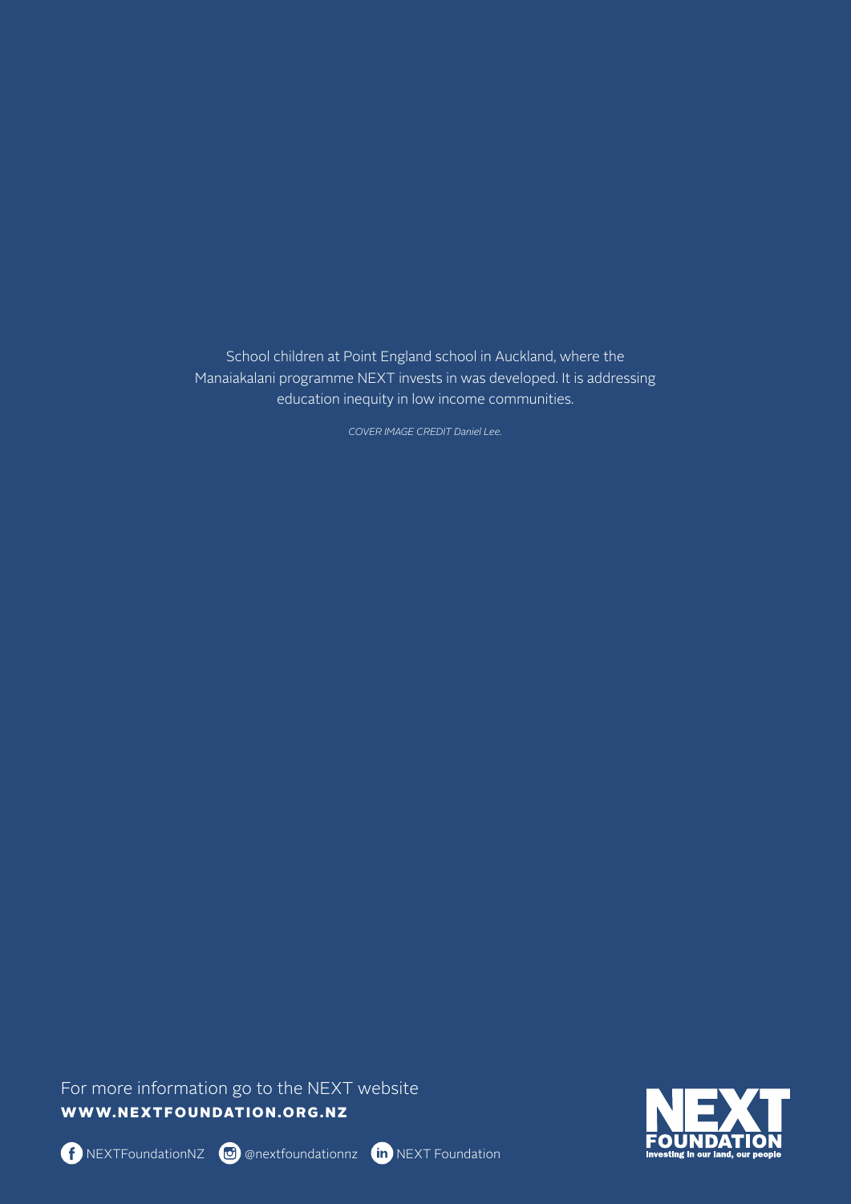School children at Point England school in Auckland, where the Manaiakalani programme NEXT invests in was developed. It is addressing education inequity in low income communities.

*COVER IMAGE CREDIT Daniel Lee.*

For more information go to the NEXT website

**WWW.NEXTFOUNDATION.ORG.NZ**

NEXTFoundationNZ @nextfoundationnz NEXT Foundation

**NEXT FOUNDATION**

Investing in our land, our people